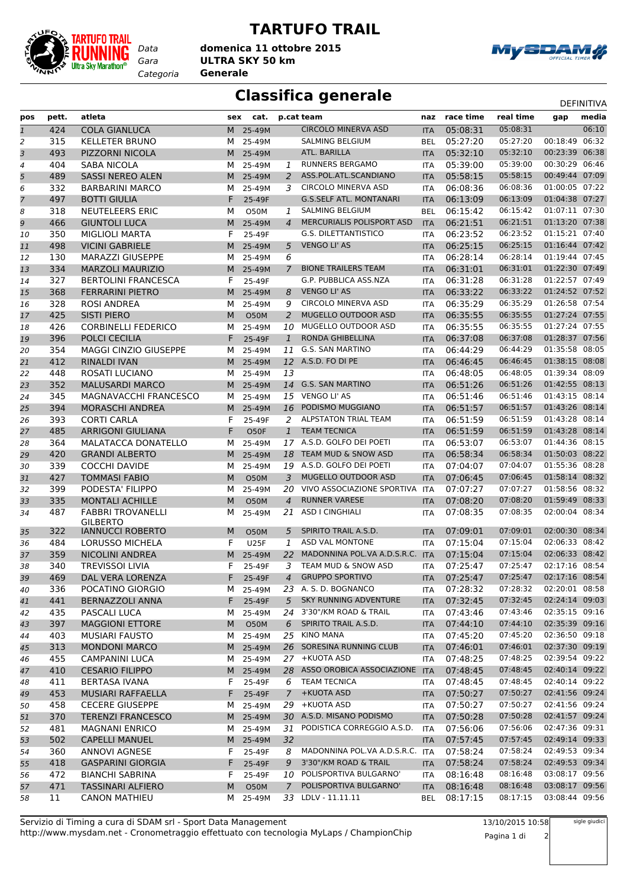# TARTUFO TRAIL

*Data* **domenica 11 ottobre 2015**
*Gara* **ULTRA SKY 50 km**
*Categoria* **Generale**

## Classifica generale

DEFINITIVA

| pos | pett. | atleta | sex | cat. | p.cat | team | naz | race time | real time | gap | media |
|---|---|---|---|---|---|---|---|---|---|---|---|
| 1 | 424 | COLA GIANLUCA | M | 25-49M | | CIRCOLO MINERVA ASD | ITA | 05:08:31 | 05:08:31 | | 06:10 |
| 2 | 315 | KELLETER BRUNO | M | 25-49M | | SALMING BELGIUM | BEL | 05:27:20 | 05:27:20 | 00:18:49 | 06:32 |
| 3 | 493 | PIZZORNI NICOLA | M | 25-49M | | ATL. BARILLA | ITA | 05:32:10 | 05:32:10 | 00:23:39 | 06:38 |
| 4 | 404 | SABA NICOLA | M | 25-49M | 1 | RUNNERS BERGAMO | ITA | 05:39:00 | 05:39:00 | 00:30:29 | 06:46 |
| 5 | 489 | SASSI NEREO ALEN | M | 25-49M | 2 | ASS.POL.ATL.SCANDIANO | ITA | 05:58:15 | 05:58:15 | 00:49:44 | 07:09 |
| 6 | 332 | BARBARINI MARCO | M | 25-49M | 3 | CIRCOLO MINERVA ASD | ITA | 06:08:36 | 06:08:36 | 01:00:05 | 07:22 |
| 7 | 497 | BOTTI GIULIA | F | 25-49F | | G.S.SELF ATL. MONTANARI | ITA | 06:13:09 | 06:13:09 | 01:04:38 | 07:27 |
| 8 | 318 | NEUTELEERS ERIC | M | O50M | 1 | SALMING BELGIUM | BEL | 06:15:42 | 06:15:42 | 01:07:11 | 07:30 |
| 9 | 466 | GIUNTOLI LUCA | M | 25-49M | 4 | MERCURIALIS POLISPORT ASD | ITA | 06:21:51 | 06:21:51 | 01:13:20 | 07:38 |
| 10 | 350 | MIGLIOLI MARTA | F | 25-49F | | G.S. DILETTANTISTICO | ITA | 06:23:52 | 06:23:52 | 01:15:21 | 07:40 |
| 11 | 498 | VICINI GABRIELE | M | 25-49M | 5 | VENGO LI' AS | ITA | 06:25:15 | 06:25:15 | 01:16:44 | 07:42 |
| 12 | 130 | MARAZZI GIUSEPPE | M | 25-49M | 6 | | ITA | 06:28:14 | 06:28:14 | 01:19:44 | 07:45 |
| 13 | 334 | MARZOLI MAURIZIO | M | 25-49M | 7 | BIONE TRAILERS TEAM | ITA | 06:31:01 | 06:31:01 | 01:22:30 | 07:49 |
| 14 | 327 | BERTOLINI FRANCESCA | F | 25-49F | | G.P. PUBBLICA ASS.NZA | ITA | 06:31:28 | 06:31:28 | 01:22:57 | 07:49 |
| 15 | 368 | FERRARINI PIETRO | M | 25-49M | 8 | VENGO LI' AS | ITA | 06:33:22 | 06:33:22 | 01:24:52 | 07:52 |
| 16 | 328 | ROSI ANDREA | M | 25-49M | 9 | CIRCOLO MINERVA ASD | ITA | 06:35:29 | 06:35:29 | 01:26:58 | 07:54 |
| 17 | 425 | SISTI PIERO | M | O50M | 2 | MUGELLO OUTDOOR ASD | ITA | 06:35:55 | 06:35:55 | 01:27:24 | 07:55 |
| 18 | 426 | CORBINELLI FEDERICO | M | 25-49M | 10 | MUGELLO OUTDOOR ASD | ITA | 06:35:55 | 06:35:55 | 01:27:24 | 07:55 |
| 19 | 396 | POLCI CECILIA | F | 25-49F | 1 | RONDA GHIBELLINA | ITA | 06:37:08 | 06:37:08 | 01:28:37 | 07:56 |
| 20 | 354 | MAGGI CINZIO GIUSEPPE | M | 25-49M | 11 | G.S. SAN MARTINO | ITA | 06:44:29 | 06:44:29 | 01:35:58 | 08:05 |
| 21 | 412 | RINALDI IVAN | M | 25-49M | 12 | A.S.D. FO DI PE | ITA | 06:46:45 | 06:46:45 | 01:38:15 | 08:08 |
| 22 | 448 | ROSATI LUCIANO | M | 25-49M | 13 | | ITA | 06:48:05 | 06:48:05 | 01:39:34 | 08:09 |
| 23 | 352 | MALUSARDI MARCO | M | 25-49M | 14 | G.S. SAN MARTINO | ITA | 06:51:26 | 06:51:26 | 01:42:55 | 08:13 |
| 24 | 345 | MAGNAVACCHI FRANCESCO | M | 25-49M | 15 | VENGO LI' AS | ITA | 06:51:46 | 06:51:46 | 01:43:15 | 08:14 |
| 25 | 394 | MORASCHI ANDREA | M | 25-49M | 16 | PODISMO MUGGIANO | ITA | 06:51:57 | 06:51:57 | 01:43:26 | 08:14 |
| 26 | 393 | CORTI CARLA | F | 25-49F | 2 | ALPSTATON TRIAL TEAM | ITA | 06:51:59 | 06:51:59 | 01:43:28 | 08:14 |
| 27 | 485 | ARRIGONI GIULIANA | F | O50F | 1 | TEAM TECNICA | ITA | 06:51:59 | 06:51:59 | 01:43:28 | 08:14 |
| 28 | 364 | MALATACCA DONATELLO | M | 25-49M | 17 | A.S.D. GOLFO DEI POETI | ITA | 06:53:07 | 06:53:07 | 01:44:36 | 08:15 |
| 29 | 420 | GRANDI ALBERTO | M | 25-49M | 18 | TEAM MUD & SNOW ASD | ITA | 06:58:34 | 06:58:34 | 01:50:03 | 08:22 |
| 30 | 339 | COCCHI DAVIDE | M | 25-49M | 19 | A.S.D. GOLFO DEI POETI | ITA | 07:04:07 | 07:04:07 | 01:55:36 | 08:28 |
| 31 | 427 | TOMMASI FABIO | M | O50M | 3 | MUGELLO OUTDOOR ASD | ITA | 07:06:45 | 07:06:45 | 01:58:14 | 08:32 |
| 32 | 399 | PODESTA' FILIPPO | M | 25-49M | 20 | VIVO ASSOCIAZIONE SPORTIVA | ITA | 07:07:27 | 07:07:27 | 01:58:56 | 08:32 |
| 33 | 335 | MONTALI ACHILLE | M | O50M | 4 | RUNNER VARESE | ITA | 07:08:20 | 07:08:20 | 01:59:49 | 08:33 |
| 34 | 487 | FABBRI TROVANELLI GILBERTO | M | 25-49M | 21 | ASD I CINGHIALI | ITA | 07:08:35 | 07:08:35 | 02:00:04 | 08:34 |
| 35 | 322 | IANNUCCI ROBERTO | M | O50M | 5 | SPIRITO TRAIL A.S.D. | ITA | 07:09:01 | 07:09:01 | 02:00:30 | 08:34 |
| 36 | 484 | LORUSSO MICHELA | F | U25F | 1 | ASD VAL MONTONE | ITA | 07:15:04 | 07:15:04 | 02:06:33 | 08:42 |
| 37 | 359 | NICOLINI ANDREA | M | 25-49M | 22 | MADONNINA POL.VA A.D.S.R.C. | ITA | 07:15:04 | 07:15:04 | 02:06:33 | 08:42 |
| 38 | 340 | TREVISSOI LIVIA | F | 25-49F | 3 | TEAM MUD & SNOW ASD | ITA | 07:25:47 | 07:25:47 | 02:17:16 | 08:54 |
| 39 | 469 | DAL VERA LORENZA | F | 25-49F | 4 | GRUPPO SPORTIVO | ITA | 07:25:47 | 07:25:47 | 02:17:16 | 08:54 |
| 40 | 336 | POCATINO GIORGIO | M | 25-49M | 23 | A. S. D. BOGNANCO | ITA | 07:28:32 | 07:28:32 | 02:20:01 | 08:58 |
| 41 | 441 | BERNAZZOLI ANNA | F | 25-49F | 5 | SKY RUNNING ADVENTURE | ITA | 07:32:45 | 07:32:45 | 02:24:14 | 09:03 |
| 42 | 435 | PASCALI LUCA | M | 25-49M | 24 | 3'30"/KM ROAD & TRAIL | ITA | 07:43:46 | 07:43:46 | 02:35:15 | 09:16 |
| 43 | 397 | MAGGIONI ETTORE | M | O50M | 6 | SPIRITO TRAIL A.S.D. | ITA | 07:44:10 | 07:44:10 | 02:35:39 | 09:16 |
| 44 | 403 | MUSIARI FAUSTO | M | 25-49M | 25 | KINO MANA | ITA | 07:45:20 | 07:45:20 | 02:36:50 | 09:18 |
| 45 | 313 | MONDONI MARCO | M | 25-49M | 26 | SORESINA RUNNING CLUB | ITA | 07:46:01 | 07:46:01 | 02:37:30 | 09:19 |
| 46 | 455 | CAMPANINI LUCA | M | 25-49M | 27 | +KUOTA ASD | ITA | 07:48:25 | 07:48:25 | 02:39:54 | 09:22 |
| 47 | 410 | CESARIO FILIPPO | M | 25-49M | 28 | ASSO OROBICA ASSOCIAZIONE | ITA | 07:48:45 | 07:48:45 | 02:40:14 | 09:22 |
| 48 | 411 | BERTASA IVANA | F | 25-49F | 6 | TEAM TECNICA | ITA | 07:48:45 | 07:48:45 | 02:40:14 | 09:22 |
| 49 | 453 | MUSIARI RAFFAELLA | F | 25-49F | 7 | +KUOTA ASD | ITA | 07:50:27 | 07:50:27 | 02:41:56 | 09:24 |
| 50 | 458 | CECERE GIUSEPPE | M | 25-49M | 29 | +KUOTA ASD | ITA | 07:50:27 | 07:50:27 | 02:41:56 | 09:24 |
| 51 | 370 | TERENZI FRANCESCO | M | 25-49M | 30 | A.S.D. MISANO PODISMO | ITA | 07:50:28 | 07:50:28 | 02:41:57 | 09:24 |
| 52 | 481 | MAGNANI ENRICO | M | 25-49M | 31 | PODISTICA CORREGGIO A.S.D. | ITA | 07:56:06 | 07:56:06 | 02:47:36 | 09:31 |
| 53 | 502 | CAPELLI MANUEL | M | 25-49M | 32 | | ITA | 07:57:45 | 07:57:45 | 02:49:14 | 09:33 |
| 54 | 360 | ANNOVI AGNESE | F | 25-49F | 8 | MADONNINA POL.VA A.D.S.R.C. | ITA | 07:58:24 | 07:58:24 | 02:49:53 | 09:34 |
| 55 | 418 | GASPARINI GIORGIA | F | 25-49F | 9 | 3'30"/KM ROAD & TRAIL | ITA | 07:58:24 | 07:58:24 | 02:49:53 | 09:34 |
| 56 | 472 | BIANCHI SABRINA | F | 25-49F | 10 | POLISPORTIVA BULGARNO' | ITA | 08:16:48 | 08:16:48 | 03:08:17 | 09:56 |
| 57 | 471 | TASSINARI ALFIERO | M | O50M | 7 | POLISPORTIVA BULGARNO' | ITA | 08:16:48 | 08:16:48 | 03:08:17 | 09:56 |
| 58 | 11 | CANON MATHIEU | M | 25-49M | 33 | LDLV - 11.11.11 | BEL | 08:17:15 | 08:17:15 | 03:08:44 | 09:56 |

Servizio di Timing a cura di SDAM srl - Sport Data Management
http://www.mysdam.net - Cronometraggio effettuato con tecnologia MyLaps / ChampionChip

13/10/2015 10:58

sigle giudici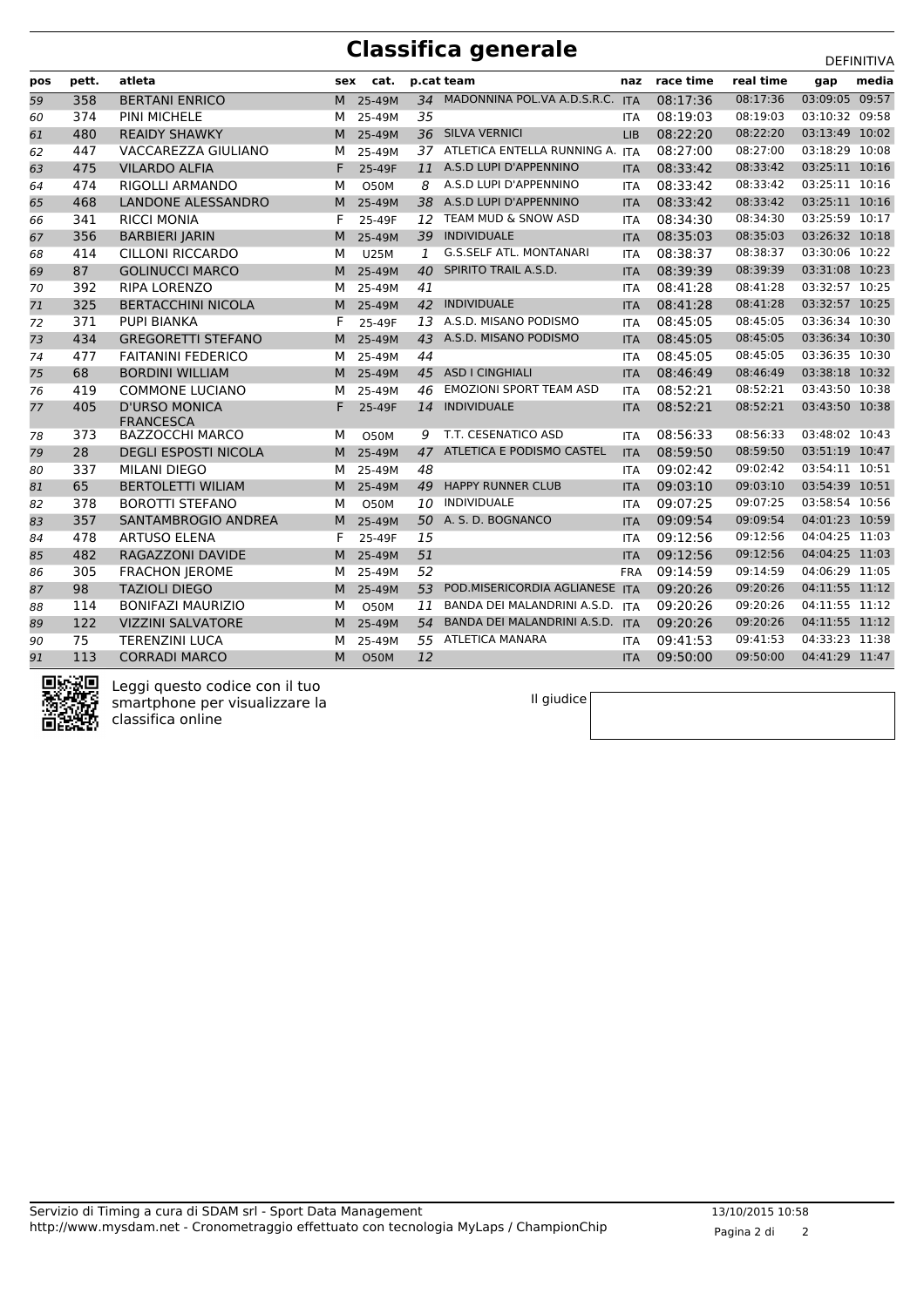# Classifica generale

DEFINITIVA

| pos | pett. | atleta | sex | cat. | p.cat | team | naz | race time | real time | gap | media |
|---|---|---|---|---|---|---|---|---|---|---|---|
| 59 | 358 | BERTANI ENRICO | M | 25-49M | 34 | MADONNINA POL.VA A.D.S.R.C. | ITA | 08:17:36 | 08:17:36 | 03:09:05 | 09:57 |
| 60 | 374 | PINI MICHELE | M | 25-49M | 35 | | ITA | 08:19:03 | 08:19:03 | 03:10:32 | 09:58 |
| 61 | 480 | REAIDY SHAWKY | M | 25-49M | 36 | SILVA VERNICI | LIB | 08:22:20 | 08:22:20 | 03:13:49 | 10:02 |
| 62 | 447 | VACCAREZZA GIULIANO | M | 25-49M | 37 | ATLETICA ENTELLA RUNNING A. | ITA | 08:27:00 | 08:27:00 | 03:18:29 | 10:08 |
| 63 | 475 | VILARDO ALFIA | F | 25-49F | 11 | A.S.D LUPI D'APPENNINO | ITA | 08:33:42 | 08:33:42 | 03:25:11 | 10:16 |
| 64 | 474 | RIGOLLI ARMANDO | M | O50M | 8 | A.S.D LUPI D'APPENNINO | ITA | 08:33:42 | 08:33:42 | 03:25:11 | 10:16 |
| 65 | 468 | LANDONE ALESSANDRO | M | 25-49M | 38 | A.S.D LUPI D'APPENNINO | ITA | 08:33:42 | 08:33:42 | 03:25:11 | 10:16 |
| 66 | 341 | RICCI MONIA | F | 25-49F | 12 | TEAM MUD & SNOW ASD | ITA | 08:34:30 | 08:34:30 | 03:25:59 | 10:17 |
| 67 | 356 | BARBIERI JARIN | M | 25-49M | 39 | INDIVIDUALE | ITA | 08:35:03 | 08:35:03 | 03:26:32 | 10:18 |
| 68 | 414 | CILLONI RICCARDO | M | U25M | 1 | G.S.SELF ATL. MONTANARI | ITA | 08:38:37 | 08:38:37 | 03:30:06 | 10:22 |
| 69 | 87 | GOLINUCCI MARCO | M | 25-49M | 40 | SPIRITO TRAIL A.S.D. | ITA | 08:39:39 | 08:39:39 | 03:31:08 | 10:23 |
| 70 | 392 | RIPA LORENZO | M | 25-49M | 41 | | ITA | 08:41:28 | 08:41:28 | 03:32:57 | 10:25 |
| 71 | 325 | BERTACCHINI NICOLA | M | 25-49M | 42 | INDIVIDUALE | ITA | 08:41:28 | 08:41:28 | 03:32:57 | 10:25 |
| 72 | 371 | PUPI BIANKA | F | 25-49F | 13 | A.S.D. MISANO PODISMO | ITA | 08:45:05 | 08:45:05 | 03:36:34 | 10:30 |
| 73 | 434 | GREGORETTI STEFANO | M | 25-49M | 43 | A.S.D. MISANO PODISMO | ITA | 08:45:05 | 08:45:05 | 03:36:34 | 10:30 |
| 74 | 477 | FAITANINI FEDERICO | M | 25-49M | 44 | | ITA | 08:45:05 | 08:45:05 | 03:36:35 | 10:30 |
| 75 | 68 | BORDINI WILLIAM | M | 25-49M | 45 | ASD I CINGHIALI | ITA | 08:46:49 | 08:46:49 | 03:38:18 | 10:32 |
| 76 | 419 | COMMONE LUCIANO | M | 25-49M | 46 | EMOZIONI SPORT TEAM ASD | ITA | 08:52:21 | 08:52:21 | 03:43:50 | 10:38 |
| 77 | 405 | D'URSO MONICA FRANCESCA | F | 25-49F | 14 | INDIVIDUALE | ITA | 08:52:21 | 08:52:21 | 03:43:50 | 10:38 |
| 78 | 373 | BAZZOCCHI MARCO | M | O50M | 9 | T.T. CESENATICO ASD | ITA | 08:56:33 | 08:56:33 | 03:48:02 | 10:43 |
| 79 | 28 | DEGLI ESPOSTI NICOLA | M | 25-49M | 47 | ATLETICA E PODISMO CASTEL | ITA | 08:59:50 | 08:59:50 | 03:51:19 | 10:47 |
| 80 | 337 | MILANI DIEGO | M | 25-49M | 48 | | ITA | 09:02:42 | 09:02:42 | 03:54:11 | 10:51 |
| 81 | 65 | BERTOLETTI WILIAM | M | 25-49M | 49 | HAPPY RUNNER CLUB | ITA | 09:03:10 | 09:03:10 | 03:54:39 | 10:51 |
| 82 | 378 | BOROTTI STEFANO | M | O50M | 10 | INDIVIDUALE | ITA | 09:07:25 | 09:07:25 | 03:58:54 | 10:56 |
| 83 | 357 | SANTAMBROGIO ANDREA | M | 25-49M | 50 | A. S. D. BOGNANCO | ITA | 09:09:54 | 09:09:54 | 04:01:23 | 10:59 |
| 84 | 478 | ARTUSO ELENA | F | 25-49F | 15 | | ITA | 09:12:56 | 09:12:56 | 04:04:25 | 11:03 |
| 85 | 482 | RAGAZZONI DAVIDE | M | 25-49M | 51 | | ITA | 09:12:56 | 09:12:56 | 04:04:25 | 11:03 |
| 86 | 305 | FRACHON JEROME | M | 25-49M | 52 | | FRA | 09:14:59 | 09:14:59 | 04:06:29 | 11:05 |
| 87 | 98 | TAZIOLI DIEGO | M | 25-49M | 53 | POD.MISERICORDIA AGLIANESE | ITA | 09:20:26 | 09:20:26 | 04:11:55 | 11:12 |
| 88 | 114 | BONIFAZI MAURIZIO | M | O50M | 11 | BANDA DEI MALANDRINI A.S.D. | ITA | 09:20:26 | 09:20:26 | 04:11:55 | 11:12 |
| 89 | 122 | VIZZINI SALVATORE | M | 25-49M | 54 | BANDA DEI MALANDRINI A.S.D. | ITA | 09:20:26 | 09:20:26 | 04:11:55 | 11:12 |
| 90 | 75 | TERENZINI LUCA | M | 25-49M | 55 | ATLETICA MANARA | ITA | 09:41:53 | 09:41:53 | 04:33:23 | 11:38 |
| 91 | 113 | CORRADI MARCO | M | O50M | 12 | | ITA | 09:50:00 | 09:50:00 | 04:41:29 | 11:47 |

Leggi questo codice con il tuo smartphone per visualizzare la classifica online

Il giudice

Servizio di Timing a cura di SDAM srl - Sport Data Management
http://www.mysdam.net - Cronometraggio effettuato con tecnologia MyLaps / ChampionChip

13/10/2015 10:58